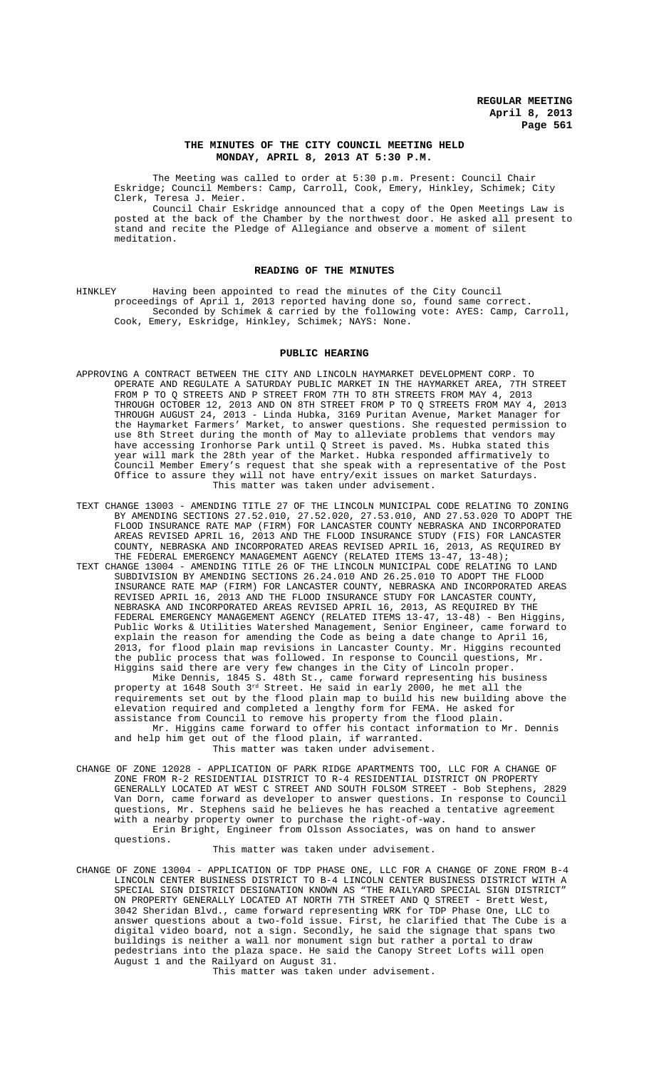# THE MINUTES OF THE CITY COUNCIL MEETING HELD MONDAY, APRIL 8, 2013 AT 5:30 P.M.

The Meeting was called to order at 5:30 p.m. Present: Council Chair Eskridge; Council Members: Camp, Carroll, Cook, Emery, Hinkley, Schimek; City Clerk, Teresa J. Meier.

Council Chair Eskridge announced that a copy of the Open Meetings Law is posted at the back of the Chamber by the northwest door. He asked all present to stand and recite the Pledge of Allegiance and observe a moment of silent meditation.

## READING OF THE MINUTES

HINKLEY Having been appointed to read the minutes of the City Council proceedings of April 1, 2013 reported having done so, found same correct.

Seconded by Schimek & carried by the following vote: AYES: Camp, Carroll, Cook, Emery, Eskridge, Hinkley, Schimek; NAYS: None.

## PUBLIC HEARING

APPROVING A CONTRACT BETWEEN THE CITY AND LINCOLN HAYMARKET DEVELOPMENT CORP. TO OPERATE AND REGULATE A SATURDAY PUBLIC MARKET IN THE HAYMARKET AREA, 7TH STREET FROM P TO Q STREETS AND P STREET FROM 7TH TO 8TH STREETS FROM MAY 4, 2013 THROUGH OCTOBER 12, 2013 AND ON 8TH STREET FROM P TO Q STREETS FROM MAY 4, 2013 THROUGH AUGUST 24, 2013 - Linda Hubka, 3169 Puritan Avenue, Market Manager for the Haymarket Farmers' Market, to answer questions. She requested permission to use 8th Street during the month of May to alleviate problems that vendors may have accessing Ironhorse Park until Q Street is paved. Ms. Hubka stated this year will mark the 28th year of the Market. Hubka responded affirmatively to Council Member Emery's request that she speak with a representative of the Post Office to assure they will not have entry/exit issues on market Saturdays.

This matter was taken under advisement.

TEXT CHANGE 13003 - AMENDING TITLE 27 OF THE LINCOLN MUNICIPAL CODE RELATING TO ZONING BY AMENDING SECTIONS 27.52.010, 27.52.020, 27.53.010, AND 27.53.020 TO ADOPT THE FLOOD INSURANCE RATE MAP (FIRM) FOR LANCASTER COUNTY NEBRASKA AND INCORPORATED AREAS REVISED APRIL 16, 2013 AND THE FLOOD INSURANCE STUDY (FIS) FOR LANCASTER COUNTY, NEBRASKA AND INCORPORATED AREAS REVISED APRIL 16, 2013, AS REQUIRED BY THE FEDERAL EMERGENCY MANAGEMENT AGENCY (RELATED ITEMS 13-47, 13-48);

TEXT CHANGE 13004 - AMENDING TITLE 26 OF THE LINCOLN MUNICIPAL CODE RELATING TO LAND SUBDIVISION BY AMENDING SECTIONS 26.24.010 AND 26.25.010 TO ADOPT THE FLOOD INSURANCE RATE MAP (FIRM) FOR LANCASTER COUNTY, NEBRASKA AND INCORPORATED AREAS REVISED APRIL 16, 2013 AND THE FLOOD INSURANCE STUDY FOR LANCASTER COUNTY, NEBRASKA AND INCORPORATED AREAS REVISED APRIL 16, 2013, AS REQUIRED BY THE FEDERAL EMERGENCY MANAGEMENT AGENCY (RELATED ITEMS 13-47, 13-48) - Ben Higgins, Public Works & Utilities Watershed Management, Senior Engineer, came forward to explain the reason for amending the Code as being a date change to April 16, 2013, for flood plain map revisions in Lancaster County. Mr. Higgins recounted the public process that was followed. In response to Council questions, Mr. Higgins said there are very few changes in the City of Lincoln proper.

Mike Dennis, 1845 S. 48th St., came forward representing his business property at 1648 South 3rd Street. He said in early 2000, he met all the requirements set out by the flood plain map to build his new building above the elevation required and completed a lengthy form for FEMA. He asked for assistance from Council to remove his property from the flood plain.

Mr. Higgins came forward to offer his contact information to Mr. Dennis and help him get out of the flood plain, if warranted.

This matter was taken under advisement.

CHANGE OF ZONE 12028 - APPLICATION OF PARK RIDGE APARTMENTS TOO, LLC FOR A CHANGE OF ZONE FROM R-2 RESIDENTIAL DISTRICT TO R-4 RESIDENTIAL DISTRICT ON PROPERTY GENERALLY LOCATED AT WEST C STREET AND SOUTH FOLSOM STREET - Bob Stephens, 2829 Van Dorn, came forward as developer to answer questions. In response to Council questions, Mr. Stephens said he believes he has reached a tentative agreement with a nearby property owner to purchase the right-of-way.

Erin Bright, Engineer from Olsson Associates, was on hand to answer questions.

This matter was taken under advisement.

CHANGE OF ZONE 13004 - APPLICATION OF TDP PHASE ONE, LLC FOR A CHANGE OF ZONE FROM B-4 LINCOLN CENTER BUSINESS DISTRICT TO B-4 LINCOLN CENTER BUSINESS DISTRICT WITH A SPECIAL SIGN DISTRICT DESIGNATION KNOWN AS "THE RAILYARD SPECIAL SIGN DISTRICT" ON PROPERTY GENERALLY LOCATED AT NORTH 7TH STREET AND Q STREET - Brett West, 3042 Sheridan Blvd., came forward representing WRK for TDP Phase One, LLC to answer questions about a two-fold issue. First, he clarified that The Cube is a digital video board, not a sign. Secondly, he said the signage that spans two buildings is neither a wall nor monument sign but rather a portal to draw pedestrians into the plaza space. He said the Canopy Street Lofts will open August 1 and the Railyard on August 31.

This matter was taken under advisement.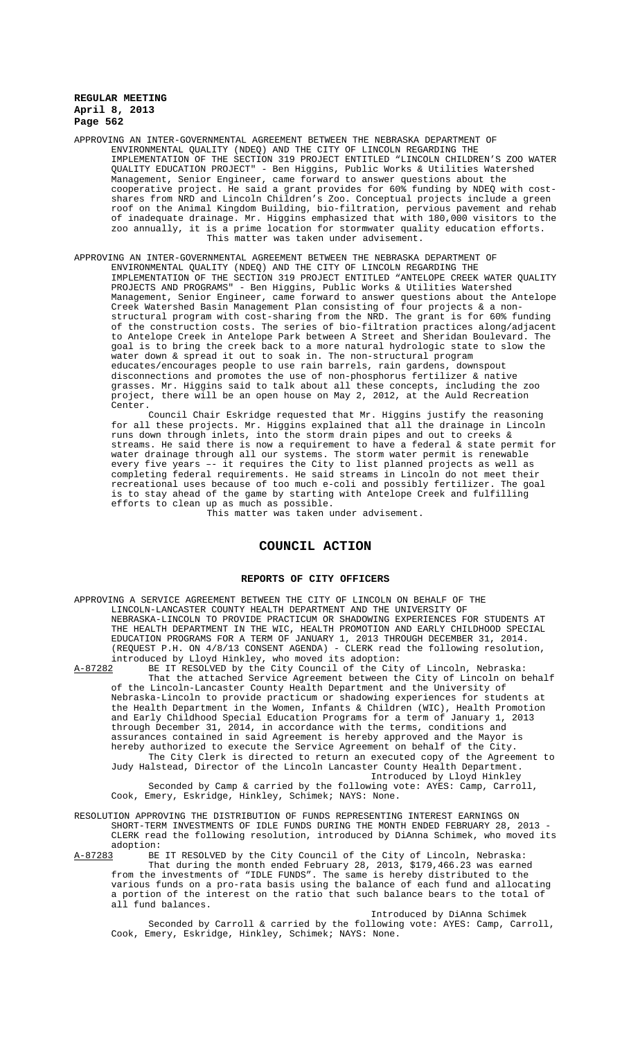APPROVING AN INTER-GOVERNMENTAL AGREEMENT BETWEEN THE NEBRASKA DEPARTMENT OF ENVIRONMENTAL QUALITY (NDEQ) AND THE CITY OF LINCOLN REGARDING THE IMPLEMENTATION OF THE SECTION 319 PROJECT ENTITLED "LINCOLN CHILDREN'S ZOO WATER QUALITY EDUCATION PROJECT" - Ben Higgins, Public Works & Utilities Watershed Management, Senior Engineer, came forward to answer questions about the cooperative project. He said a grant provides for 60% funding by NDEQ with cost-shares from NRD and Lincoln Children's Zoo. Conceptual projects include a green roof on the Animal Kingdom Building, bio-filtration, pervious pavement and rehab of inadequate drainage. Mr. Higgins emphasized that with 180,000 visitors to the zoo annually, it is a prime location for stormwater quality education efforts.

This matter was taken under advisement.

APPROVING AN INTER-GOVERNMENTAL AGREEMENT BETWEEN THE NEBRASKA DEPARTMENT OF ENVIRONMENTAL QUALITY (NDEQ) AND THE CITY OF LINCOLN REGARDING THE IMPLEMENTATION OF THE SECTION 319 PROJECT ENTITLED "ANTELOPE CREEK WATER QUALITY PROJECTS AND PROGRAMS" - Ben Higgins, Public Works & Utilities Watershed Management, Senior Engineer, came forward to answer questions about the Antelope Creek Watershed Basin Management Plan consisting of four projects & a non-structural program with cost-sharing from the NRD. The grant is for 60% funding of the construction costs. The series of bio-filtration practices along/adjacent to Antelope Creek in Antelope Park between A Street and Sheridan Boulevard. The goal is to bring the creek back to a more natural hydrologic state to slow the water down & spread it out to soak in. The non-structural program educates/encourages people to use rain barrels, rain gardens, downspout disconnections and promotes the use of non-phosphorus fertilizer & native grasses. Mr. Higgins said to talk about all these concepts, including the zoo project, there will be an open house on May 2, 2012, at the Auld Recreation Center.

Council Chair Eskridge requested that Mr. Higgins justify the reasoning for all these projects. Mr. Higgins explained that all the drainage in Lincoln runs down through inlets, into the storm drain pipes and out to creeks & streams. He said there is now a requirement to have a federal & state permit for water drainage through all our systems. The storm water permit is renewable every five years –- it requires the City to list planned projects as well as completing federal requirements. He said streams in Lincoln do not meet their recreational uses because of too much e-coli and possibly fertilizer. The goal is to stay ahead of the game by starting with Antelope Creek and fulfilling efforts to clean up as much as possible.

This matter was taken under advisement.

## COUNCIL ACTION

### REPORTS OF CITY OFFICERS

APPROVING A SERVICE AGREEMENT BETWEEN THE CITY OF LINCOLN ON BEHALF OF THE LINCOLN-LANCASTER COUNTY HEALTH DEPARTMENT AND THE UNIVERSITY OF NEBRASKA-LINCOLN TO PROVIDE PRACTICUM OR SHADOWING EXPERIENCES FOR STUDENTS AT THE HEALTH DEPARTMENT IN THE WIC, HEALTH PROMOTION AND EARLY CHILDHOOD SPECIAL EDUCATION PROGRAMS FOR A TERM OF JANUARY 1, 2013 THROUGH DECEMBER 31, 2014. (REQUEST P.H. ON 4/8/13 CONSENT AGENDA) - CLERK read the following resolution, introduced by Lloyd Hinkley, who moved its adoption:

A-87282 BE IT RESOLVED by the City Council of the City of Lincoln, Nebraska: That the attached Service Agreement between the City of Lincoln on behalf of the Lincoln-Lancaster County Health Department and the University of Nebraska-Lincoln to provide practicum or shadowing experiences for students at the Health Department in the Women, Infants & Children (WIC), Health Promotion and Early Childhood Special Education Programs for a term of January 1, 2013 through December 31, 2014, in accordance with the terms, conditions and assurances contained in said Agreement is hereby approved and the Mayor is hereby authorized to execute the Service Agreement on behalf of the City.

The City Clerk is directed to return an executed copy of the Agreement to Judy Halstead, Director of the Lincoln Lancaster County Health Department.

Introduced by Lloyd Hinkley

Seconded by Camp & carried by the following vote: AYES: Camp, Carroll, Cook, Emery, Eskridge, Hinkley, Schimek; NAYS: None.

RESOLUTION APPROVING THE DISTRIBUTION OF FUNDS REPRESENTING INTEREST EARNINGS ON SHORT-TERM INVESTMENTS OF IDLE FUNDS DURING THE MONTH ENDED FEBRUARY 28, 2013 - CLERK read the following resolution, introduced by DiAnna Schimek, who moved its adoption:

A-87283 BE IT RESOLVED by the City Council of the City of Lincoln, Nebraska: That during the month ended February 28, 2013, $179,466.23 was earned from the investments of "IDLE FUNDS". The same is hereby distributed to the various funds on a pro-rata basis using the balance of each fund and allocating a portion of the interest on the ratio that such balance bears to the total of all fund balances.

Introduced by DiAnna Schimek

Seconded by Carroll & carried by the following vote: AYES: Camp, Carroll, Cook, Emery, Eskridge, Hinkley, Schimek; NAYS: None.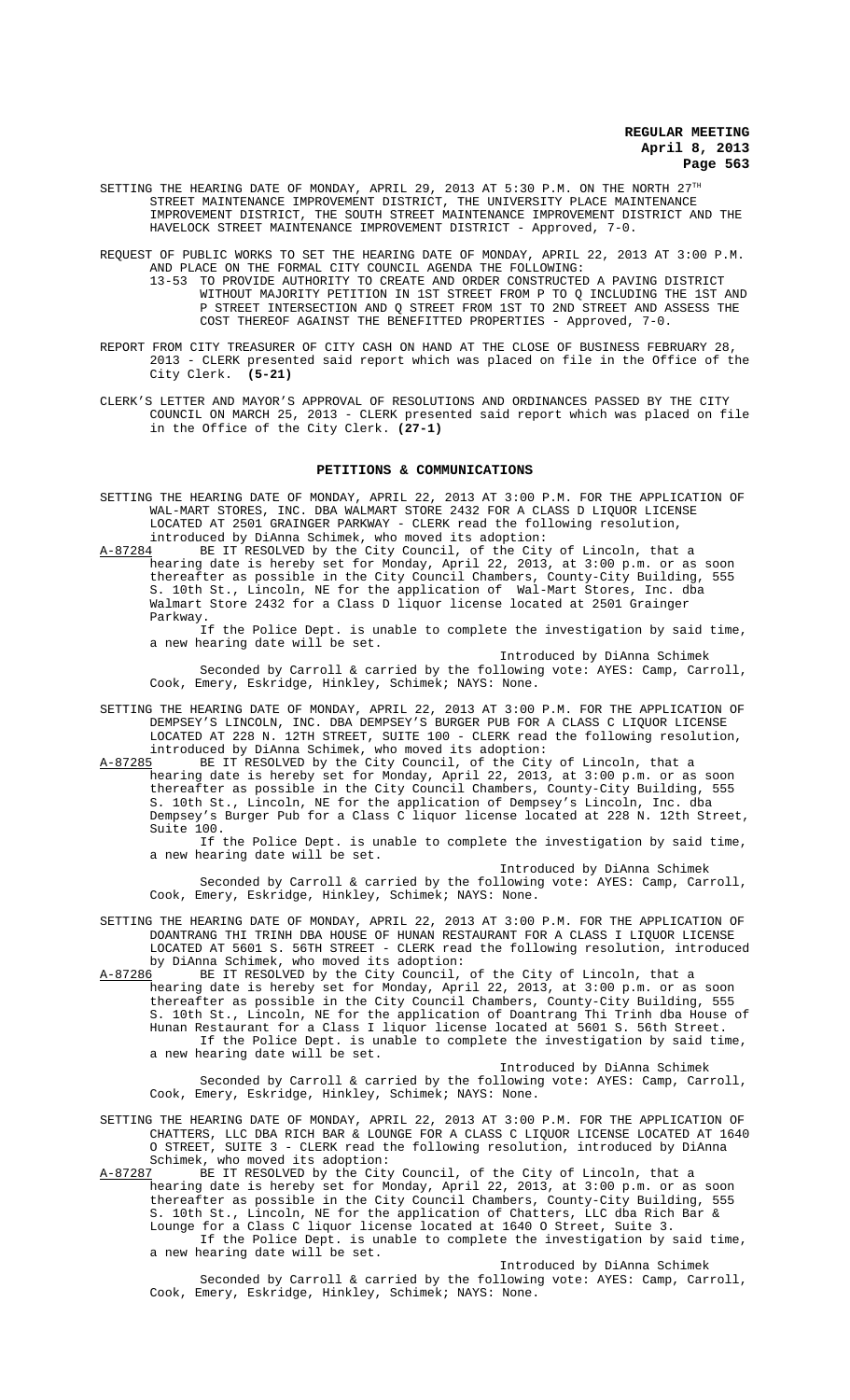SETTING THE HEARING DATE OF MONDAY, APRIL 29, 2013 AT 5:30 P.M. ON THE NORTH 27TH STREET MAINTENANCE IMPROVEMENT DISTRICT, THE UNIVERSITY PLACE MAINTENANCE IMPROVEMENT DISTRICT, THE SOUTH STREET MAINTENANCE IMPROVEMENT DISTRICT AND THE HAVELOCK STREET MAINTENANCE IMPROVEMENT DISTRICT - Approved, 7-0.

REQUEST OF PUBLIC WORKS TO SET THE HEARING DATE OF MONDAY, APRIL 22, 2013 AT 3:00 P.M. AND PLACE ON THE FORMAL CITY COUNCIL AGENDA THE FOLLOWING:

13-53 TO PROVIDE AUTHORITY TO CREATE AND ORDER CONSTRUCTED A PAVING DISTRICT WITHOUT MAJORITY PETITION IN 1ST STREET FROM P TO Q INCLUDING THE 1ST AND P STREET INTERSECTION AND Q STREET FROM 1ST TO 2ND STREET AND ASSESS THE COST THEREOF AGAINST THE BENEFITTED PROPERTIES - Approved, 7-0.

REPORT FROM CITY TREASURER OF CITY CASH ON HAND AT THE CLOSE OF BUSINESS FEBRUARY 28, 2013 - CLERK presented said report which was placed on file in the Office of the City Clerk. **(5-21)**

CLERK'S LETTER AND MAYOR'S APPROVAL OF RESOLUTIONS AND ORDINANCES PASSED BY THE CITY COUNCIL ON MARCH 25, 2013 - CLERK presented said report which was placed on file in the Office of the City Clerk. **(27-1)**

## PETITIONS & COMMUNICATIONS

SETTING THE HEARING DATE OF MONDAY, APRIL 22, 2013 AT 3:00 P.M. FOR THE APPLICATION OF WAL-MART STORES, INC. DBA WALMART STORE 2432 FOR A CLASS D LIQUOR LICENSE LOCATED AT 2501 GRAINGER PARKWAY - CLERK read the following resolution, introduced by DiAnna Schimek, who moved its adoption:

A-87284 BE IT RESOLVED by the City Council, of the City of Lincoln, that a hearing date is hereby set for Monday, April 22, 2013, at 3:00 p.m. or as soon thereafter as possible in the City Council Chambers, County-City Building, 555 S. 10th St., Lincoln, NE for the application of Wal-Mart Stores, Inc. dba Walmart Store 2432 for a Class D liquor license located at 2501 Grainger Parkway.

If the Police Dept. is unable to complete the investigation by said time, a new hearing date will be set.

Introduced by DiAnna Schimek

Seconded by Carroll & carried by the following vote: AYES: Camp, Carroll, Cook, Emery, Eskridge, Hinkley, Schimek; NAYS: None.

SETTING THE HEARING DATE OF MONDAY, APRIL 22, 2013 AT 3:00 P.M. FOR THE APPLICATION OF DEMPSEY'S LINCOLN, INC. DBA DEMPSEY'S BURGER PUB FOR A CLASS C LIQUOR LICENSE LOCATED AT 228 N. 12TH STREET, SUITE 100 - CLERK read the following resolution, introduced by DiAnna Schimek, who moved its adoption:

A-87285 BE IT RESOLVED by the City Council, of the City of Lincoln, that a hearing date is hereby set for Monday, April 22, 2013, at 3:00 p.m. or as soon thereafter as possible in the City Council Chambers, County-City Building, 555 S. 10th St., Lincoln, NE for the application of Dempsey's Lincoln, Inc. dba Dempsey's Burger Pub for a Class C liquor license located at 228 N. 12th Street, Suite 100.

If the Police Dept. is unable to complete the investigation by said time, a new hearing date will be set.

Introduced by DiAnna Schimek

Seconded by Carroll & carried by the following vote: AYES: Camp, Carroll, Cook, Emery, Eskridge, Hinkley, Schimek; NAYS: None.

SETTING THE HEARING DATE OF MONDAY, APRIL 22, 2013 AT 3:00 P.M. FOR THE APPLICATION OF DOANTRANG THI TRINH DBA HOUSE OF HUNAN RESTAURANT FOR A CLASS I LIQUOR LICENSE LOCATED AT 5601 S. 56TH STREET - CLERK read the following resolution, introduced by DiAnna Schimek, who moved its adoption:

A-87286 BE IT RESOLVED by the City Council, of the City of Lincoln, that a hearing date is hereby set for Monday, April 22, 2013, at 3:00 p.m. or as soon thereafter as possible in the City Council Chambers, County-City Building, 555 S. 10th St., Lincoln, NE for the application of Doantrang Thi Trinh dba House of Hunan Restaurant for a Class I liquor license located at 5601 S. 56th Street.

If the Police Dept. is unable to complete the investigation by said time, a new hearing date will be set.

Introduced by DiAnna Schimek

Seconded by Carroll & carried by the following vote: AYES: Camp, Carroll, Cook, Emery, Eskridge, Hinkley, Schimek; NAYS: None.

SETTING THE HEARING DATE OF MONDAY, APRIL 22, 2013 AT 3:00 P.M. FOR THE APPLICATION OF CHATTERS, LLC DBA RICH BAR & LOUNGE FOR A CLASS C LIQUOR LICENSE LOCATED AT 1640 O STREET, SUITE 3 - CLERK read the following resolution, introduced by DiAnna Schimek, who moved its adoption:

A-87287 BE IT RESOLVED by the City Council, of the City of Lincoln, that a hearing date is hereby set for Monday, April 22, 2013, at 3:00 p.m. or as soon thereafter as possible in the City Council Chambers, County-City Building, 555 S. 10th St., Lincoln, NE for the application of Chatters, LLC dba Rich Bar & Lounge for a Class C liquor license located at 1640 O Street, Suite 3.

If the Police Dept. is unable to complete the investigation by said time, a new hearing date will be set.

Introduced by DiAnna Schimek

Seconded by Carroll & carried by the following vote: AYES: Camp, Carroll, Cook, Emery, Eskridge, Hinkley, Schimek; NAYS: None.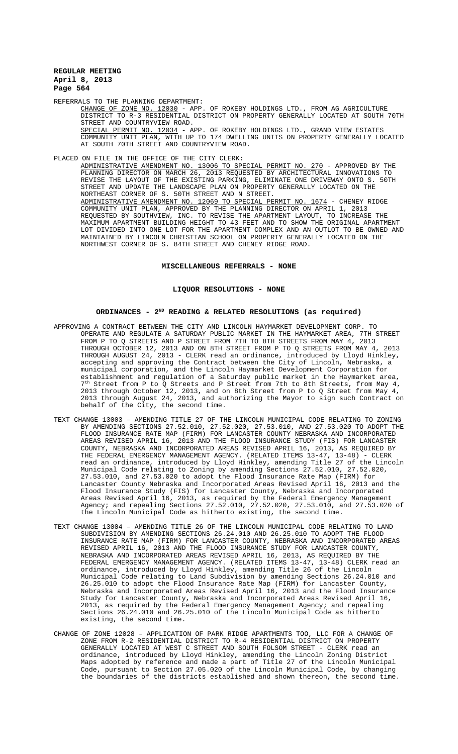REFERRALS TO THE PLANNING DEPARTMENT:

CHANGE OF ZONE NO. 12030 - APP. OF ROKEBY HOLDINGS LTD., FROM AG AGRICULTURE DISTRICT TO R-3 RESIDENTIAL DISTRICT ON PROPERTY GENERALLY LOCATED AT SOUTH 70TH STREET AND COUNTRYVIEW ROAD.

SPECIAL PERMIT NO. 12034 - APP. OF ROKEBY HOLDINGS LTD., GRAND VIEW ESTATES COMMUNITY UNIT PLAN, WITH UP TO 174 DWELLING UNITS ON PROPERTY GENERALLY LOCATED AT SOUTH 70TH STREET AND COUNTRYVIEW ROAD.

PLACED ON FILE IN THE OFFICE OF THE CITY CLERK:

ADMINISTRATIVE AMENDMENT NO. 13006 TO SPECIAL PERMIT NO. 270 - APPROVED BY THE PLANNING DIRECTOR ON MARCH 26, 2013 REQUESTED BY ARCHITECTURAL INNOVATIONS TO REVISE THE LAYOUT OF THE EXISTING PARKING, ELIMINATE ONE DRIVEWAY ONTO S. 50TH STREET AND UPDATE THE LANDSCAPE PLAN ON PROPERTY GENERALLY LOCATED ON THE NORTHEAST CORNER OF S. 50TH STREET AND N STREET.

ADMINISTRATIVE AMENDMENT NO. 12069 TO SPECIAL PERMIT NO. 1674 - CHENEY RIDGE COMMUNITY UNIT PLAN, APPROVED BY THE PLANNING DIRECTOR ON APRIL 1, 2013 REQUESTED BY SOUTHVIEW, INC. TO REVISE THE APARTMENT LAYOUT, TO INCREASE THE MAXIMUM APARTMENT BUILDING HEIGHT TO 43 FEET AND TO SHOW THE ORIGINAL APARTMENT LOT DIVIDED INTO ONE LOT FOR THE APARTMENT COMPLEX AND AN OUTLOT TO BE OWNED AND MAINTAINED BY LINCOLN CHRISTIAN SCHOOL ON PROPERTY GENERALLY LOCATED ON THE NORTHWEST CORNER OF S. 84TH STREET AND CHENEY RIDGE ROAD.

## MISCELLANEOUS REFERRALS - NONE

## LIQUOR RESOLUTIONS - NONE

## ORDINANCES - 2ND READING & RELATED RESOLUTIONS (as required)

APPROVING A CONTRACT BETWEEN THE CITY AND LINCOLN HAYMARKET DEVELOPMENT CORP. TO OPERATE AND REGULATE A SATURDAY PUBLIC MARKET IN THE HAYMARKET AREA, 7TH STREET FROM P TO Q STREETS AND P STREET FROM 7TH TO 8TH STREETS FROM MAY 4, 2013 THROUGH OCTOBER 12, 2013 AND ON 8TH STREET FROM P TO Q STREETS FROM MAY 4, 2013 THROUGH AUGUST 24, 2013 - CLERK read an ordinance, introduced by Lloyd Hinkley, accepting and approving the Contract between the City of Lincoln, Nebraska, a municipal corporation, and the Lincoln Haymarket Development Corporation for establishment and regulation of a Saturday public market in the Haymarket area, 7th Street from P to Q Streets and P Street from 7th to 8th Streets, from May 4, 2013 through October 12, 2013, and on 8th Street from P to Q Street from May 4, 2013 through August 24, 2013, and authorizing the Mayor to sign such Contract on behalf of the City, the second time.

TEXT CHANGE 13003 – AMENDING TITLE 27 OF THE LINCOLN MUNICIPAL CODE RELATING TO ZONING BY AMENDING SECTIONS 27.52.010, 27.52.020, 27.53.010, AND 27.53.020 TO ADOPT THE FLOOD INSURANCE RATE MAP (FIRM) FOR LANCASTER COUNTY NEBRASKA AND INCORPORATED AREAS REVISED APRIL 16, 2013 AND THE FLOOD INSURANCE STUDY (FIS) FOR LANCASTER COUNTY, NEBRASKA AND INCORPORATED AREAS REVISED APRIL 16, 2013, AS REQUIRED BY THE FEDERAL EMERGENCY MANAGEMENT AGENCY. (RELATED ITEMS 13-47, 13-48) - CLERK read an ordinance, introduced by Lloyd Hinkley, amending Title 27 of the Lincoln Municipal Code relating to Zoning by amending Sections 27.52.010, 27.52.020, 27.53.010, and 27.53.020 to adopt the Flood Insurance Rate Map (FIRM) for Lancaster County Nebraska and Incorporated Areas Revised April 16, 2013 and the Flood Insurance Study (FIS) for Lancaster County, Nebraska and Incorporated Areas Revised April 16, 2013, as required by the Federal Emergency Management Agency; and repealing Sections 27.52.010, 27.52.020, 27.53.010, and 27.53.020 of the Lincoln Municipal Code as hitherto existing, the second time.

TEXT CHANGE 13004 – AMENDING TITLE 26 OF THE LINCOLN MUNICIPAL CODE RELATING TO LAND SUBDIVISION BY AMENDING SECTIONS 26.24.010 AND 26.25.010 TO ADOPT THE FLOOD INSURANCE RATE MAP (FIRM) FOR LANCASTER COUNTY, NEBRASKA AND INCORPORATED AREAS REVISED APRIL 16, 2013 AND THE FLOOD INSURANCE STUDY FOR LANCASTER COUNTY, NEBRASKA AND INCORPORATED AREAS REVISED APRIL 16, 2013, AS REQUIRED BY THE FEDERAL EMERGENCY MANAGEMENT AGENCY. (RELATED ITEMS 13-47, 13-48) CLERK read an ordinance, introduced by Lloyd Hinkley, amending Title 26 of the Lincoln Municipal Code relating to Land Subdivision by amending Sections 26.24.010 and 26.25.010 to adopt the Flood Insurance Rate Map (FIRM) for Lancaster County, Nebraska and Incorporated Areas Revised April 16, 2013 and the Flood Insurance Study for Lancaster County, Nebraska and Incorporated Areas Revised April 16, 2013, as required by the Federal Emergency Management Agency; and repealing Sections 26.24.010 and 26.25.010 of the Lincoln Municipal Code as hitherto existing, the second time.

CHANGE OF ZONE 12028 – APPLICATION OF PARK RIDGE APARTMENTS TOO, LLC FOR A CHANGE OF ZONE FROM R-2 RESIDENTIAL DISTRICT TO R-4 RESIDENTIAL DISTRICT ON PROPERTY GENERALLY LOCATED AT WEST C STREET AND SOUTH FOLSOM STREET - CLERK read an ordinance, introduced by Lloyd Hinkley, amending the Lincoln Zoning District Maps adopted by reference and made a part of Title 27 of the Lincoln Municipal Code, pursuant to Section 27.05.020 of the Lincoln Municipal Code, by changing the boundaries of the districts established and shown thereon, the second time.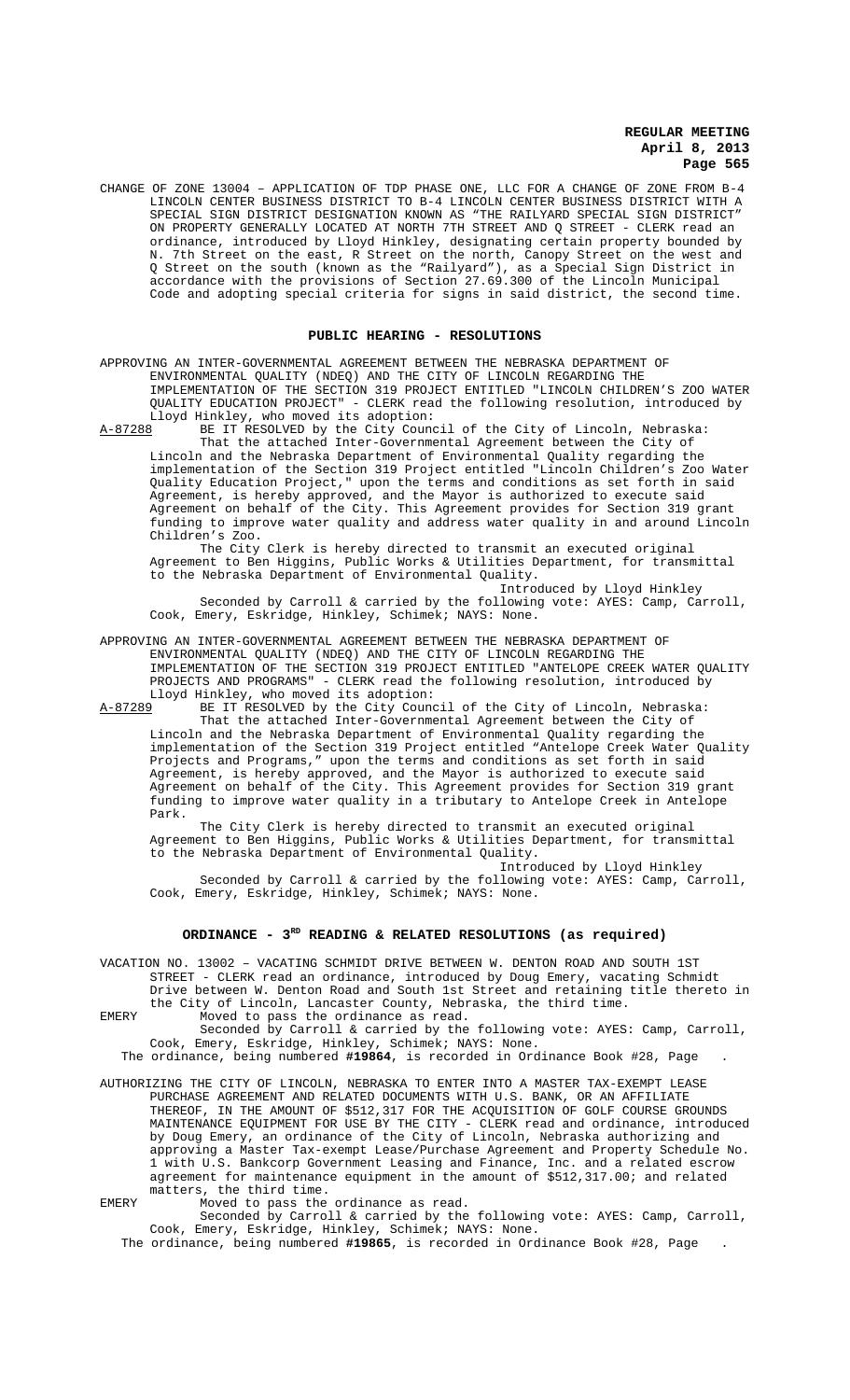CHANGE OF ZONE 13004 – APPLICATION OF TDP PHASE ONE, LLC FOR A CHANGE OF ZONE FROM B-4 LINCOLN CENTER BUSINESS DISTRICT TO B-4 LINCOLN CENTER BUSINESS DISTRICT WITH A SPECIAL SIGN DISTRICT DESIGNATION KNOWN AS "THE RAILYARD SPECIAL SIGN DISTRICT" ON PROPERTY GENERALLY LOCATED AT NORTH 7TH STREET AND Q STREET - CLERK read an ordinance, introduced by Lloyd Hinkley, designating certain property bounded by N. 7th Street on the east, R Street on the north, Canopy Street on the west and Q Street on the south (known as the "Railyard"), as a Special Sign District in accordance with the provisions of Section 27.69.300 of the Lincoln Municipal Code and adopting special criteria for signs in said district, the second time.

## PUBLIC HEARING - RESOLUTIONS

APPROVING AN INTER-GOVERNMENTAL AGREEMENT BETWEEN THE NEBRASKA DEPARTMENT OF ENVIRONMENTAL QUALITY (NDEQ) AND THE CITY OF LINCOLN REGARDING THE IMPLEMENTATION OF THE SECTION 319 PROJECT ENTITLED "LINCOLN CHILDREN'S ZOO WATER QUALITY EDUCATION PROJECT" - CLERK read the following resolution, introduced by Lloyd Hinkley, who moved its adoption:

A-87288 BE IT RESOLVED by the City Council of the City of Lincoln, Nebraska:

That the attached Inter-Governmental Agreement between the City of Lincoln and the Nebraska Department of Environmental Quality regarding the implementation of the Section 319 Project entitled "Lincoln Children's Zoo Water Quality Education Project," upon the terms and conditions as set forth in said Agreement, is hereby approved, and the Mayor is authorized to execute said Agreement on behalf of the City. This Agreement provides for Section 319 grant funding to improve water quality and address water quality in and around Lincoln Children's Zoo.

The City Clerk is hereby directed to transmit an executed original Agreement to Ben Higgins, Public Works & Utilities Department, for transmittal to the Nebraska Department of Environmental Quality.

Introduced by Lloyd Hinkley

Seconded by Carroll & carried by the following vote: AYES: Camp, Carroll, Cook, Emery, Eskridge, Hinkley, Schimek; NAYS: None.

APPROVING AN INTER-GOVERNMENTAL AGREEMENT BETWEEN THE NEBRASKA DEPARTMENT OF ENVIRONMENTAL QUALITY (NDEQ) AND THE CITY OF LINCOLN REGARDING THE IMPLEMENTATION OF THE SECTION 319 PROJECT ENTITLED "ANTELOPE CREEK WATER QUALITY PROJECTS AND PROGRAMS" - CLERK read the following resolution, introduced by Lloyd Hinkley, who moved its adoption:

A-87289 BE IT RESOLVED by the City Council of the City of Lincoln, Nebraska:

That the attached Inter-Governmental Agreement between the City of Lincoln and the Nebraska Department of Environmental Quality regarding the implementation of the Section 319 Project entitled "Antelope Creek Water Quality Projects and Programs," upon the terms and conditions as set forth in said Agreement, is hereby approved, and the Mayor is authorized to execute said Agreement on behalf of the City. This Agreement provides for Section 319 grant funding to improve water quality in a tributary to Antelope Creek in Antelope Park.

The City Clerk is hereby directed to transmit an executed original Agreement to Ben Higgins, Public Works & Utilities Department, for transmittal to the Nebraska Department of Environmental Quality.

Introduced by Lloyd Hinkley

Seconded by Carroll & carried by the following vote: AYES: Camp, Carroll, Cook, Emery, Eskridge, Hinkley, Schimek; NAYS: None.

## ORDINANCE - 3RD READING & RELATED RESOLUTIONS (as required)

VACATION NO. 13002 – VACATING SCHMIDT DRIVE BETWEEN W. DENTON ROAD AND SOUTH 1ST STREET - CLERK read an ordinance, introduced by Doug Emery, vacating Schmidt Drive between W. Denton Road and South 1st Street and retaining title thereto in the City of Lincoln, Lancaster County, Nebraska, the third time.

EMERY Moved to pass the ordinance as read.

Seconded by Carroll & carried by the following vote: AYES: Camp, Carroll, Cook, Emery, Eskridge, Hinkley, Schimek; NAYS: None.

The ordinance, being numbered **#19864**, is recorded in Ordinance Book #28, Page .

AUTHORIZING THE CITY OF LINCOLN, NEBRASKA TO ENTER INTO A MASTER TAX-EXEMPT LEASE PURCHASE AGREEMENT AND RELATED DOCUMENTS WITH U.S. BANK, OR AN AFFILIATE THEREOF, IN THE AMOUNT OF $512,317 FOR THE ACQUISITION OF GOLF COURSE GROUNDS MAINTENANCE EQUIPMENT FOR USE BY THE CITY - CLERK read and ordinance, introduced by Doug Emery, an ordinance of the City of Lincoln, Nebraska authorizing and approving a Master Tax-exempt Lease/Purchase Agreement and Property Schedule No. 1 with U.S. Bankcorp Government Leasing and Finance, Inc. and a related escrow agreement for maintenance equipment in the amount of $512,317.00; and related matters, the third time.

EMERY Moved to pass the ordinance as read.

Seconded by Carroll & carried by the following vote: AYES: Camp, Carroll, Cook, Emery, Eskridge, Hinkley, Schimek; NAYS: None.

The ordinance, being numbered **#19865**, is recorded in Ordinance Book #28, Page .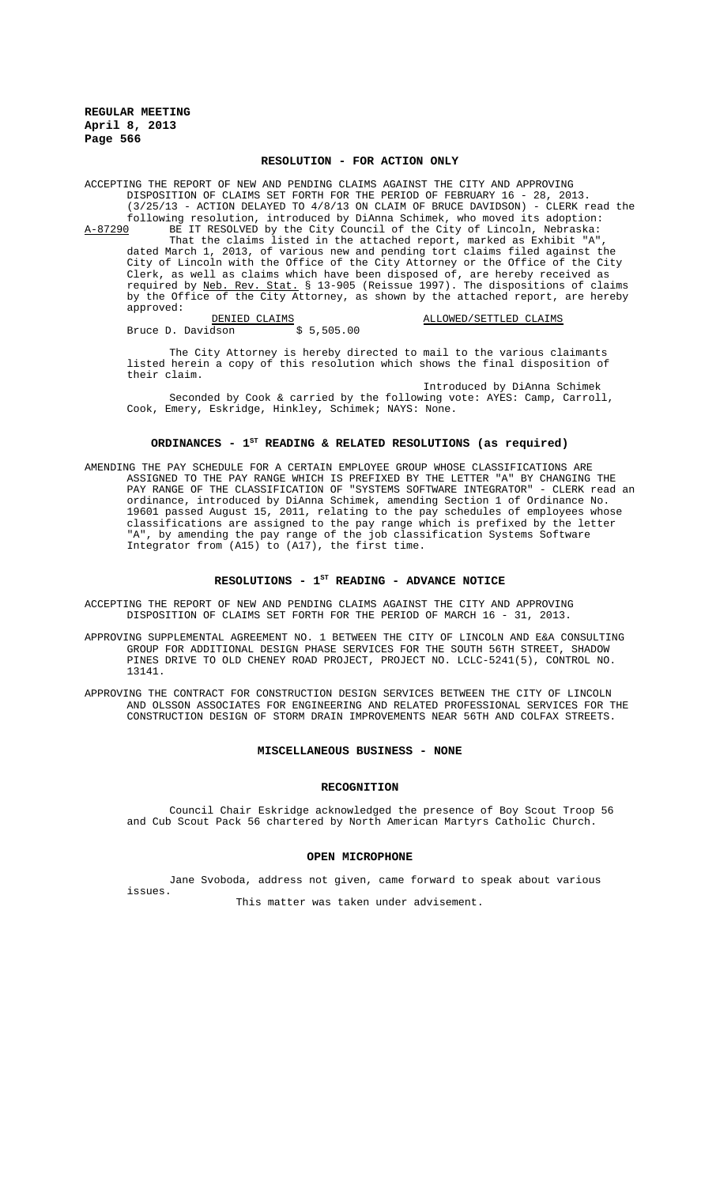## RESOLUTION - FOR ACTION ONLY

ACCEPTING THE REPORT OF NEW AND PENDING CLAIMS AGAINST THE CITY AND APPROVING DISPOSITION OF CLAIMS SET FORTH FOR THE PERIOD OF FEBRUARY 16 - 28, 2013. (3/25/13 - ACTION DELAYED TO 4/8/13 ON CLAIM OF BRUCE DAVIDSON) - CLERK read the following resolution, introduced by DiAnna Schimek, who moved its adoption:

A-87290 BE IT RESOLVED by the City Council of the City of Lincoln, Nebraska:

That the claims listed in the attached report, marked as Exhibit "A", dated March 1, 2013, of various new and pending tort claims filed against the City of Lincoln with the Office of the City Attorney or the Office of the City Clerk, as well as claims which have been disposed of, are hereby received as required by Neb. Rev. Stat. § 13-905 (Reissue 1997). The dispositions of claims by the Office of the City Attorney, as shown by the attached report, are hereby approved:

| DENIED CLAIMS | | ALLOWED/SETTLED CLAIMS |
|---|---|---|
| Bruce D. Davidson | $ 5,505.00 | |

The City Attorney is hereby directed to mail to the various claimants listed herein a copy of this resolution which shows the final disposition of their claim.

Introduced by DiAnna Schimek

Seconded by Cook & carried by the following vote: AYES: Camp, Carroll, Cook, Emery, Eskridge, Hinkley, Schimek; NAYS: None.

## ORDINANCES - 1ST READING & RELATED RESOLUTIONS (as required)

AMENDING THE PAY SCHEDULE FOR A CERTAIN EMPLOYEE GROUP WHOSE CLASSIFICATIONS ARE ASSIGNED TO THE PAY RANGE WHICH IS PREFIXED BY THE LETTER "A" BY CHANGING THE PAY RANGE OF THE CLASSIFICATION OF "SYSTEMS SOFTWARE INTEGRATOR" - CLERK read an ordinance, introduced by DiAnna Schimek, amending Section 1 of Ordinance No. 19601 passed August 15, 2011, relating to the pay schedules of employees whose classifications are assigned to the pay range which is prefixed by the letter "A", by amending the pay range of the job classification Systems Software Integrator from (A15) to (A17), the first time.

## RESOLUTIONS - 1ST READING - ADVANCE NOTICE

ACCEPTING THE REPORT OF NEW AND PENDING CLAIMS AGAINST THE CITY AND APPROVING DISPOSITION OF CLAIMS SET FORTH FOR THE PERIOD OF MARCH 16 - 31, 2013.

APPROVING SUPPLEMENTAL AGREEMENT NO. 1 BETWEEN THE CITY OF LINCOLN AND E&A CONSULTING GROUP FOR ADDITIONAL DESIGN PHASE SERVICES FOR THE SOUTH 56TH STREET, SHADOW PINES DRIVE TO OLD CHENEY ROAD PROJECT, PROJECT NO. LCLC-5241(5), CONTROL NO. 13141.

APPROVING THE CONTRACT FOR CONSTRUCTION DESIGN SERVICES BETWEEN THE CITY OF LINCOLN AND OLSSON ASSOCIATES FOR ENGINEERING AND RELATED PROFESSIONAL SERVICES FOR THE CONSTRUCTION DESIGN OF STORM DRAIN IMPROVEMENTS NEAR 56TH AND COLFAX STREETS.

## MISCELLANEOUS BUSINESS - NONE

## RECOGNITION

Council Chair Eskridge acknowledged the presence of Boy Scout Troop 56 and Cub Scout Pack 56 chartered by North American Martyrs Catholic Church.

## OPEN MICROPHONE

Jane Svoboda, address not given, came forward to speak about various issues.

This matter was taken under advisement.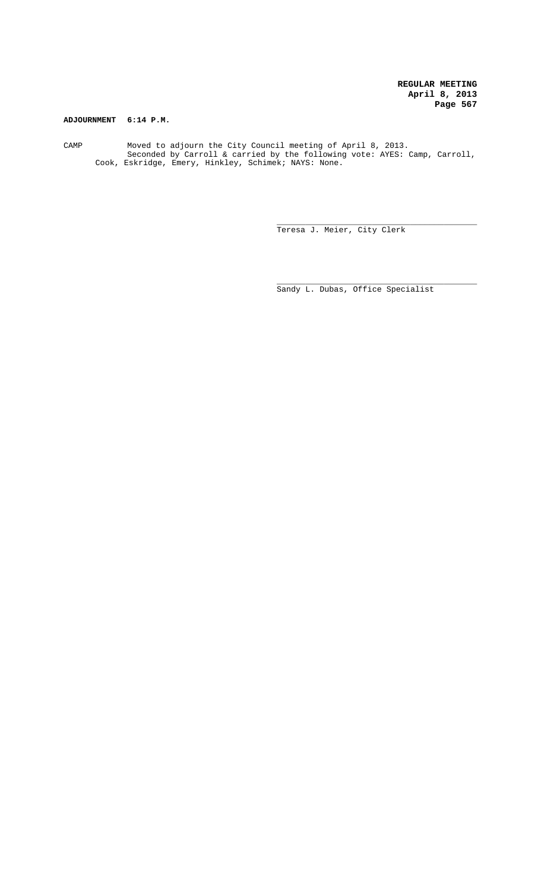**ADJOURNMENT 6:14 P.M.**

CAMP Moved to adjourn the City Council meeting of April 8, 2013.
Seconded by Carroll & carried by the following vote: AYES: Camp, Carroll, Cook, Eskridge, Emery, Hinkley, Schimek; NAYS: None.

\_\_\_\_\_\_\_\_\_\_\_\_\_\_\_\_\_\_\_\_\_\_\_\_\_\_\_\_\_\_\_\_\_\_\_\_\_\_\_\_\_\_

Teresa J. Meier, City Clerk

\_\_\_\_\_\_\_\_\_\_\_\_\_\_\_\_\_\_\_\_\_\_\_\_\_\_\_\_\_\_\_\_\_\_\_\_\_\_\_\_\_\_

Sandy L. Dubas, Office Specialist